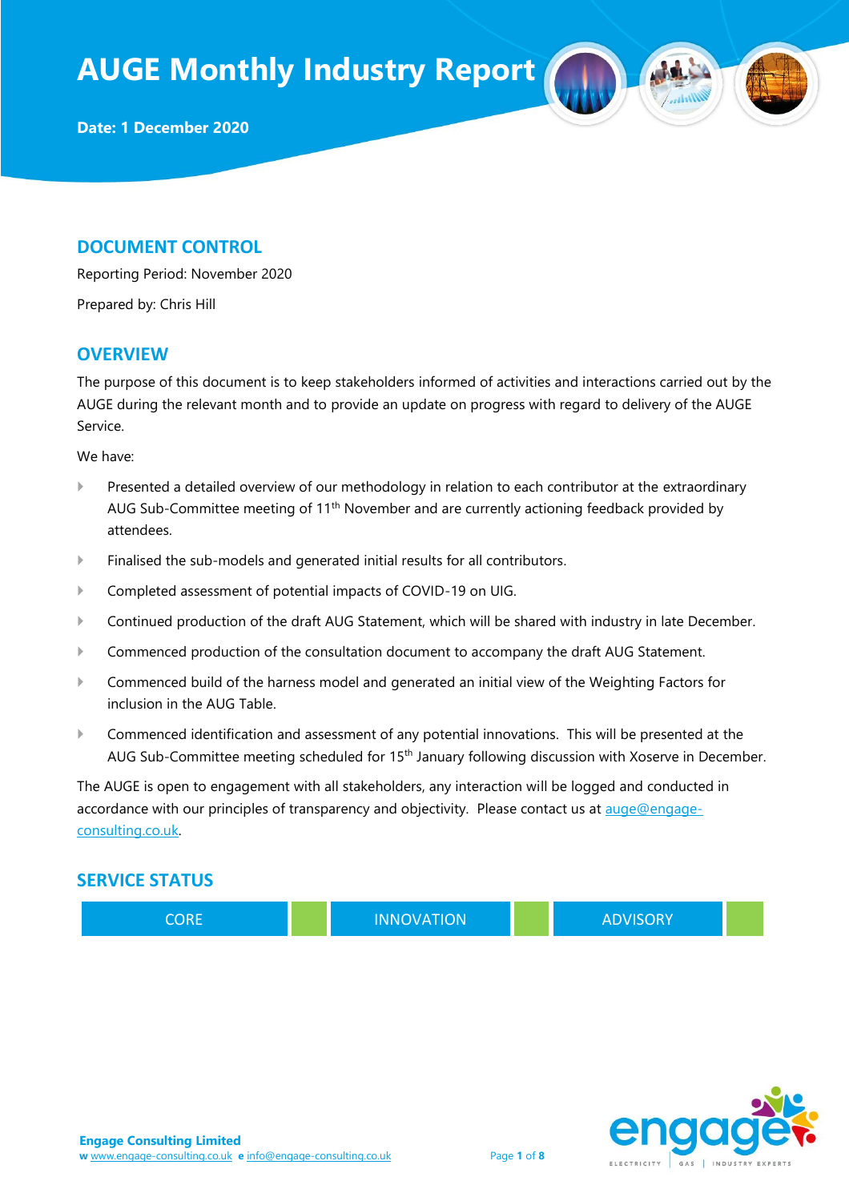# AUGE Monthly Industry Report

**Date: 1 December 2020**

## DOCUMENT CONTROL

Reporting Period: November 2020

Prepared by: Chris Hill

## OVERVIEW

The purpose of this document is to keep stakeholders informed of activities and interactions carried out by the AUGE during the relevant month and to provide an update on progress with regard to delivery of the AUGE Service.

We have:

- Presented a detailed overview of our methodology in relation to each contributor at the extraordinary AUG Sub-Committee meeting of 11th November and are currently actioning feedback provided by attendees.
- Finalised the sub-models and generated initial results for all contributors.
- Completed assessment of potential impacts of COVID-19 on UIG.
- Continued production of the draft AUG Statement, which will be shared with industry in late December.
- Commenced production of the consultation document to accompany the draft AUG Statement.
- Commenced build of the harness model and generated an initial view of the Weighting Factors for inclusion in the AUG Table.
- Commenced identification and assessment of any potential innovations. This will be presented at the AUG Sub-Committee meeting scheduled for 15th January following discussion with Xoserve in December.

The AUGE is open to engagement with all stakeholders, any interaction will be logged and conducted in accordance with our principles of transparency and objectivity. Please contact us at auge@engage-consulting.co.uk.

## SERVICE STATUS

| CORE | | INNOVATION | | ADVISORY | |
|---|---|---|---|---|---|

**Engage Consulting Limited**
w www.engage-consulting.co.uk e info@engage-consulting.co.uk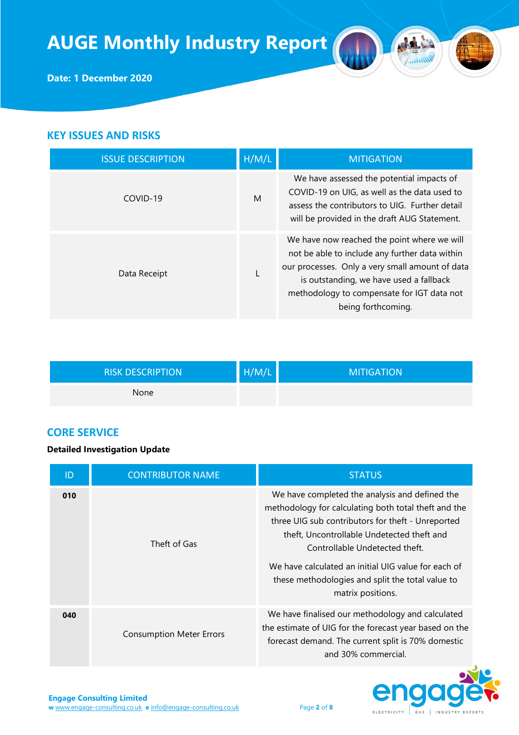# AUGE Monthly Industry Report

**Date: 1 December 2020**

## KEY ISSUES AND RISKS

| ISSUE DESCRIPTION | H/M/L | MITIGATION |
|---|---|---|
| COVID-19 | M | We have assessed the potential impacts of COVID-19 on UIG, as well as the data used to assess the contributors to UIG. Further detail will be provided in the draft AUG Statement. |
| Data Receipt | L | We have now reached the point where we will not be able to include any further data within our processes. Only a very small amount of data is outstanding, we have used a fallback methodology to compensate for IGT data not being forthcoming. |

| RISK DESCRIPTION | H/M/L | MITIGATION |
|---|---|---|
| None | | |

## CORE SERVICE

**Detailed Investigation Update**

| ID | CONTRIBUTOR NAME | STATUS |
|---|---|---|
| **010** | Theft of Gas | We have completed the analysis and defined the methodology for calculating both total theft and the three UIG sub contributors for theft - Unreported theft, Uncontrollable Undetected theft and Controllable Undetected theft.<br><br>We have calculated an initial UIG value for each of these methodologies and split the total value to matrix positions. |
| **040** | Consumption Meter Errors | We have finalised our methodology and calculated the estimate of UIG for the forecast year based on the forecast demand. The current split is 70% domestic and 30% commercial. |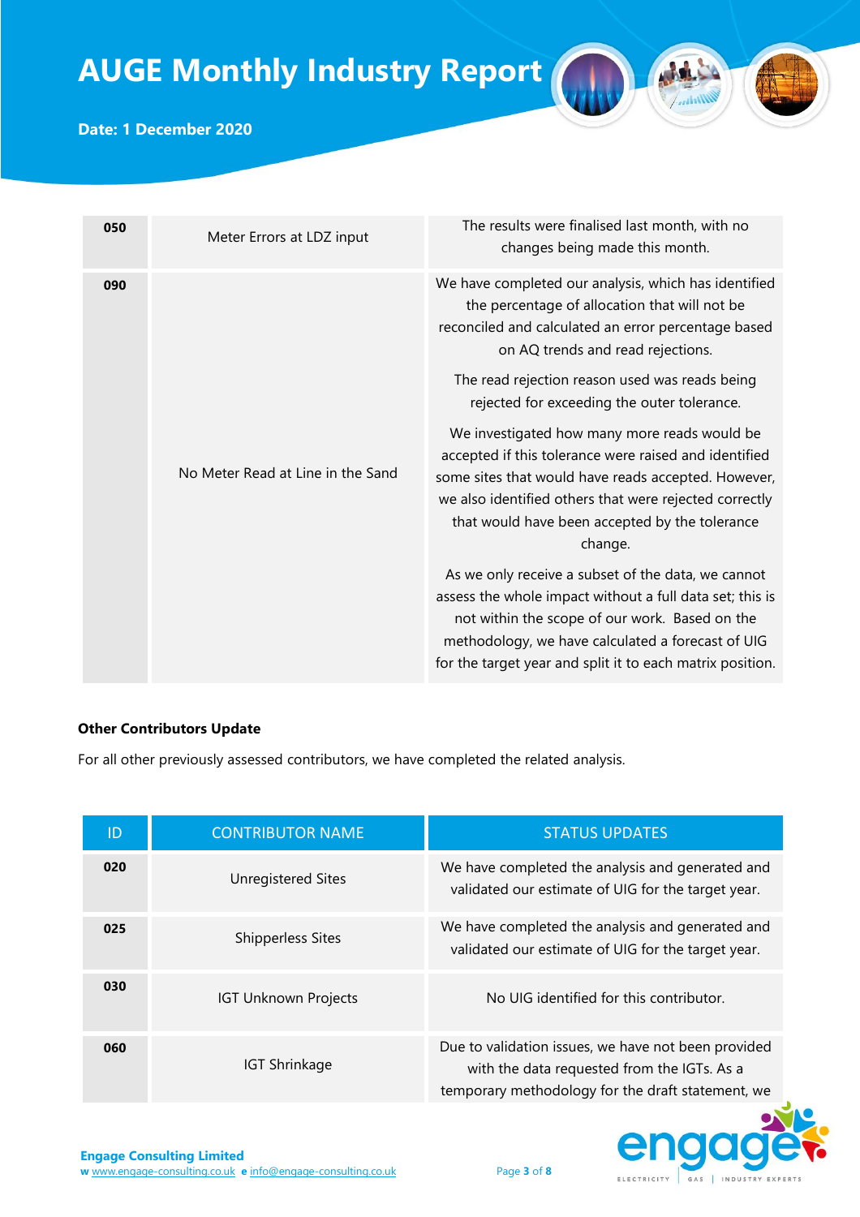| | | |
|---|---|---|
| **050** | Meter Errors at LDZ input | The results were finalised last month, with no changes being made this month. |
| **090** | No Meter Read at Line in the Sand | We have completed our analysis, which has identified the percentage of allocation that will not be reconciled and calculated an error percentage based on AQ trends and read rejections. The read rejection reason used was reads being rejected for exceeding the outer tolerance. We investigated how many more reads would be accepted if this tolerance were raised and identified some sites that would have reads accepted. However, we also identified others that were rejected correctly that would have been accepted by the tolerance change. As we only receive a subset of the data, we cannot assess the whole impact without a full data set; this is not within the scope of our work. Based on the methodology, we have calculated a forecast of UIG for the target year and split it to each matrix position. |

**Other Contributors Update**

For all other previously assessed contributors, we have completed the related analysis.

| ID | CONTRIBUTOR NAME | STATUS UPDATES |
|---|---|---|
| **020** | Unregistered Sites | We have completed the analysis and generated and validated our estimate of UIG for the target year. |
| **025** | Shipperless Sites | We have completed the analysis and generated and validated our estimate of UIG for the target year. |
| **030** | IGT Unknown Projects | No UIG identified for this contributor. |
| **060** | IGT Shrinkage | Due to validation issues, we have not been provided with the data requested from the IGTs. As a temporary methodology for the draft statement, we |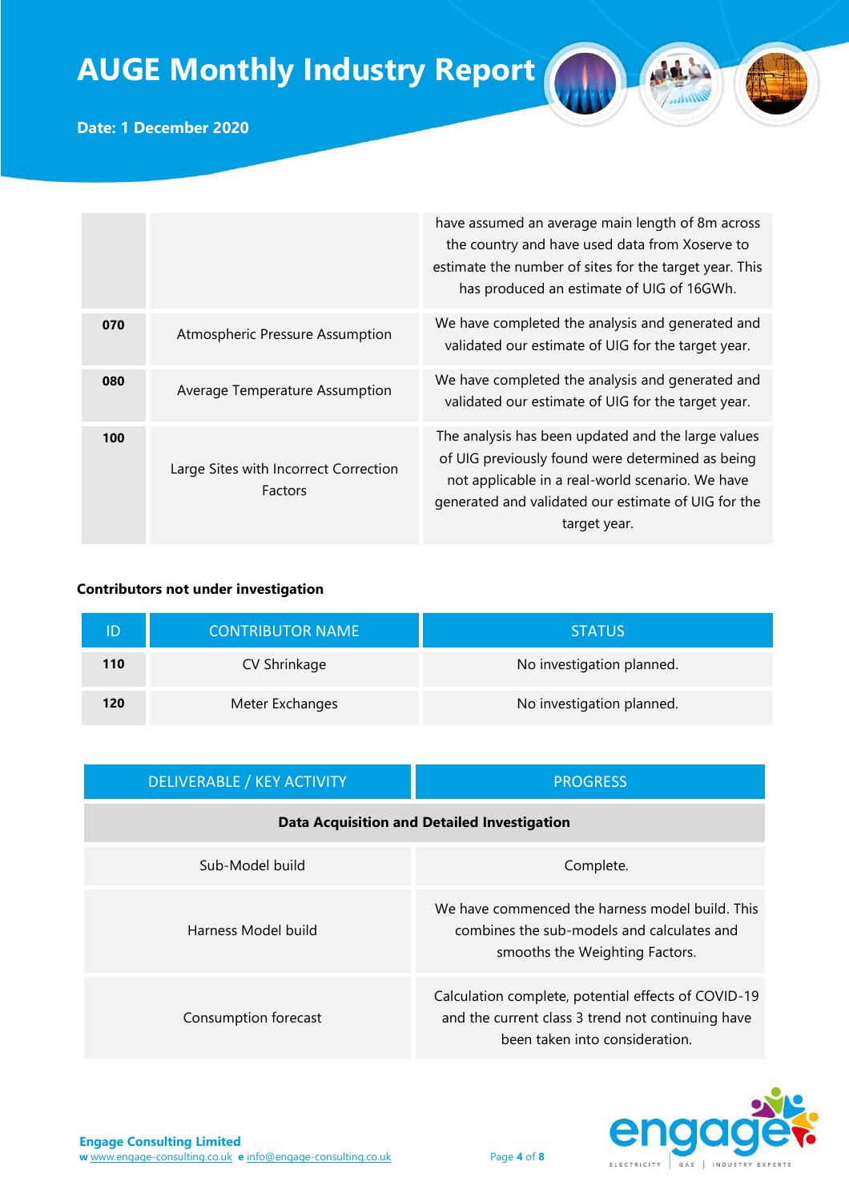| | | have assumed an average main length of 8m across the country and have used data from Xoserve to estimate the number of sites for the target year. This has produced an estimate of UIG of 16GWh. |
|---|---|---|
| **070** | Atmospheric Pressure Assumption | We have completed the analysis and generated and validated our estimate of UIG for the target year. |
| **080** | Average Temperature Assumption | We have completed the analysis and generated and validated our estimate of UIG for the target year. |
| **100** | Large Sites with Incorrect Correction Factors | The analysis has been updated and the large values of UIG previously found were determined as being not applicable in a real-world scenario. We have generated and validated our estimate of UIG for the target year. |

**Contributors not under investigation**

| ID | CONTRIBUTOR NAME | STATUS |
|---|---|---|
| **110** | CV Shrinkage | No investigation planned. |
| **120** | Meter Exchanges | No investigation planned. |

| DELIVERABLE / KEY ACTIVITY | PROGRESS |
|---|---|
| **Data Acquisition and Detailed Investigation** | |
| Sub-Model build | Complete. |
| Harness Model build | We have commenced the harness model build. This combines the sub-models and calculates and smooths the Weighting Factors. |
| Consumption forecast | Calculation complete, potential effects of COVID-19 and the current class 3 trend not continuing have been taken into consideration. |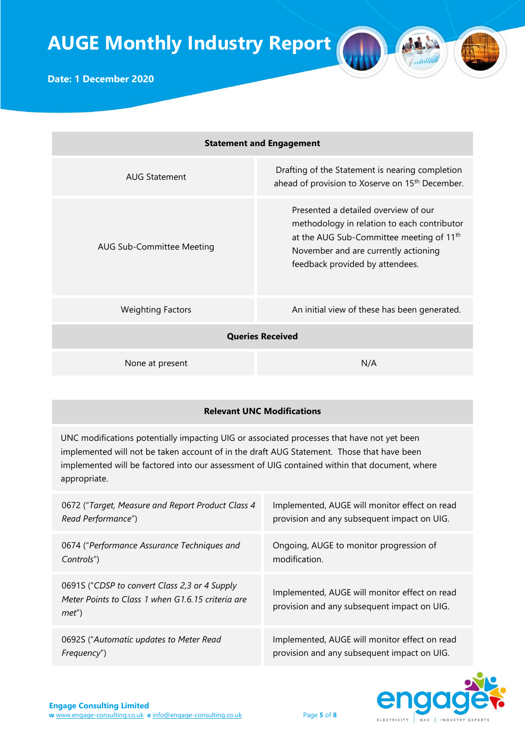| Statement and Engagement | |
|---|---|
| AUG Statement | Drafting of the Statement is nearing completion ahead of provision to Xoserve on 15th December. |
| AUG Sub-Committee Meeting | Presented a detailed overview of our methodology in relation to each contributor at the AUG Sub-Committee meeting of 11th November and are currently actioning feedback provided by attendees. |
| Weighting Factors | An initial view of these has been generated. |
| **Queries Received** | |
| None at present | N/A |

| Relevant UNC Modifications | |
|---|---|
| UNC modifications potentially impacting UIG or associated processes that have not yet been implemented will not be taken account of in the draft AUG Statement. Those that have been implemented will be factored into our assessment of UIG contained within that document, where appropriate. | |
| 0672 ("*Target, Measure and Report Product Class 4 Read Performance*") | Implemented, AUGE will monitor effect on read provision and any subsequent impact on UIG. |
| 0674 ("*Performance Assurance Techniques and Controls*") | Ongoing, AUGE to monitor progression of modification. |
| 0691S ("*CDSP to convert Class 2,3 or 4 Supply Meter Points to Class 1 when G1.6.15 criteria are met*") | Implemented, AUGE will monitor effect on read provision and any subsequent impact on UIG. |
| 0692S ("*Automatic updates to Meter Read Frequency*") | Implemented, AUGE will monitor effect on read provision and any subsequent impact on UIG. |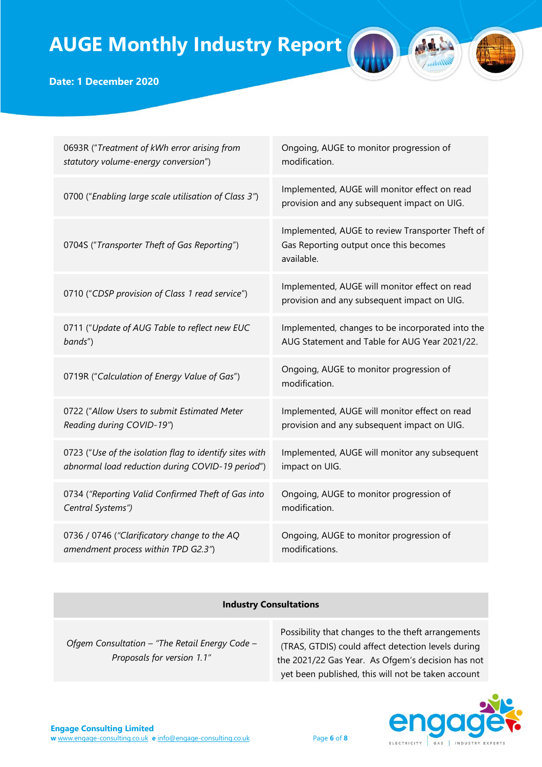| | |
|---|---|
| 0693R ("*Treatment of kWh error arising from statutory volume-energy conversion*") | Ongoing, AUGE to monitor progression of modification. |
| 0700 ("*Enabling large scale utilisation of Class 3"*) | Implemented, AUGE will monitor effect on read provision and any subsequent impact on UIG. |
| 0704S ("*Transporter Theft of Gas Reporting*") | Implemented, AUGE to review Transporter Theft of Gas Reporting output once this becomes available. |
| 0710 ("*CDSP provision of Class 1 read service*") | Implemented, AUGE will monitor effect on read provision and any subsequent impact on UIG. |
| 0711 ("*Update of AUG Table to reflect new EUC bands*") | Implemented, changes to be incorporated into the AUG Statement and Table for AUG Year 2021/22. |
| 0719R ("*Calculation of Energy Value of Gas*") | Ongoing, AUGE to monitor progression of modification. |
| 0722 ("*Allow Users to submit Estimated Meter Reading during COVID-19"*) | Implemented, AUGE will monitor effect on read provision and any subsequent impact on UIG. |
| 0723 ("*Use of the isolation flag to identify sites with abnormal load reduction during COVID-19 period*") | Implemented, AUGE will monitor any subsequent impact on UIG. |
| 0734 ("*Reporting Valid Confirmed Theft of Gas into Central Systems")* | Ongoing, AUGE to monitor progression of modification. |
| 0736 / 0746 ("*Clarificatory change to the AQ amendment process within TPD G2.3"*) | Ongoing, AUGE to monitor progression of modifications. |

| **Industry Consultations** | |
|---|---|
| *Ofgem Consultation – "The Retail Energy Code – Proposals for version 1.1"* | Possibility that changes to the theft arrangements (TRAS, GTDIS) could affect detection levels during the 2021/22 Gas Year. As Ofgem's decision has not yet been published, this will not be taken account |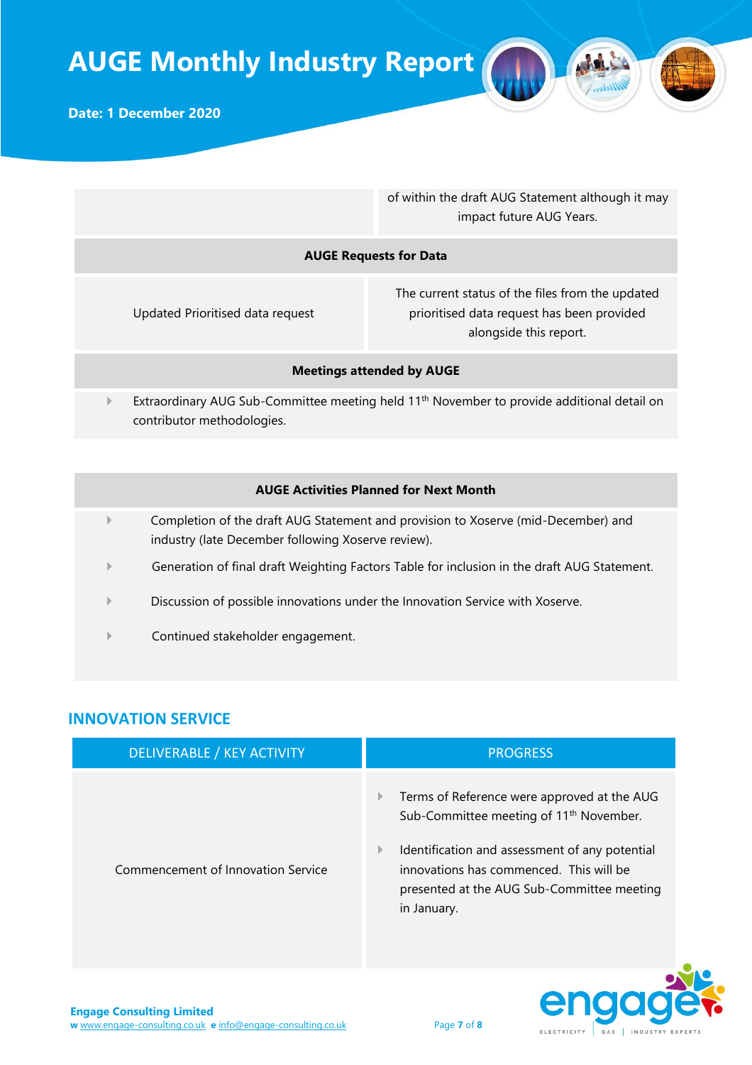| | of within the draft AUG Statement although it may impact future AUG Years. |
|---|---|
| **AUGE Requests for Data** | |
| Updated Prioritised data request | The current status of the files from the updated prioritised data request has been provided alongside this report. |
| **Meetings attended by AUGE** | |
| Extraordinary AUG Sub-Committee meeting held 11th November to provide additional detail on contributor methodologies. | |

| **AUGE Activities Planned for Next Month** |
|---|
| Completion of the draft AUG Statement and provision to Xoserve (mid-December) and industry (late December following Xoserve review). |
| Generation of final draft Weighting Factors Table for inclusion in the draft AUG Statement. |
| Discussion of possible innovations under the Innovation Service with Xoserve. |
| Continued stakeholder engagement. |

## INNOVATION SERVICE

| DELIVERABLE / KEY ACTIVITY | PROGRESS |
|---|---|
| Commencement of Innovation Service | Terms of Reference were approved at the AUG Sub-Committee meeting of 11th November. <br> Identification and assessment of any potential innovations has commenced. This will be presented at the AUG Sub-Committee meeting in January. |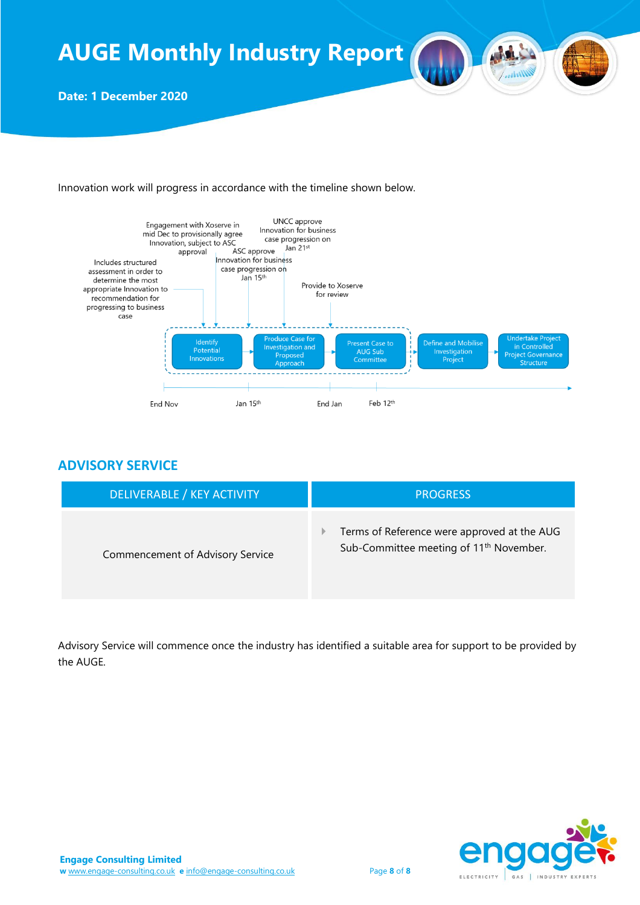Innovation work will progress in accordance with the timeline shown below.

Engagement with Xoserve in mid Dec to provisionally agree Innovation, subject to ASC approval

UNCC approve Innovation for business case progression on Jan 21st

ASC approve Innovation for business case progression on Jan 15th

Includes structured assessment in order to determine the most appropriate Innovation to recommendation for progressing to business case

Provide to Xoserve for review

Identify Potential Innovations

Produce Case for Investigation and Proposed Approach

Present Case to AUG Sub Committee

Define and Mobilise Investigation Project

Undertake Project in Controlled Project Governance Structure

End Nov

Jan 15th

End Jan

Feb 12th

## ADVISORY SERVICE

| DELIVERABLE / KEY ACTIVITY | PROGRESS |
|---|---|
| Commencement of Advisory Service | Terms of Reference were approved at the AUG Sub-Committee meeting of 11th November. |

Advisory Service will commence once the industry has identified a suitable area for support to be provided by the AUGE.